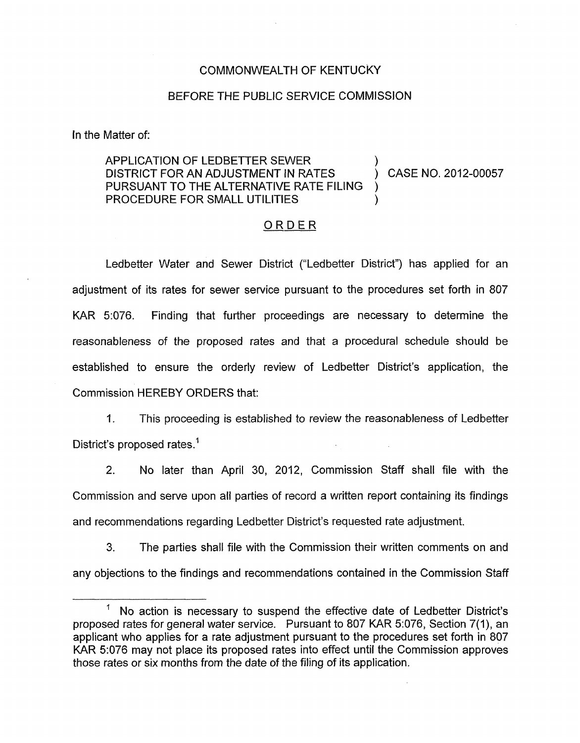COMMONWEALTH OF KENTUCKY

BEFORE THE PUBLIC SERVICE COMMISSION

In the Matter of:

| | | |
|---|---|---|
| APPLICATION OF LEDBETTER SEWER DISTRICT FOR AN ADJUSTMENT IN RATES PURSUANT TO THE ALTERNATIVE RATE FILING PROCEDURE FOR SMALL UTILITIES | ) ) ) ) | CASE NO. 2012-00057 |

## ORDER

Ledbetter Water and Sewer District ("Ledbetter District") has applied for an adjustment of its rates for sewer service pursuant to the procedures set forth in 807 KAR 5:076. Finding that further proceedings are necessary to determine the reasonableness of the proposed rates and that a procedural schedule should be established to ensure the orderly review of Ledbetter District's application, the Commission HEREBY ORDERS that:

1. This proceeding is established to review the reasonableness of Ledbetter District's proposed rates.[1]

2. No later than April 30, 2012, Commission Staff shall file with the Commission and serve upon all parties of record a written report containing its findings and recommendations regarding Ledbetter District's requested rate adjustment.

3. The parties shall file with the Commission their written comments on and any objections to the findings and recommendations contained in the Commission Staff

[1] No action is necessary to suspend the effective date of Ledbetter District's proposed rates for general water service. Pursuant to 807 KAR 5:076, Section 7(1), an applicant who applies for a rate adjustment pursuant to the procedures set forth in 807 KAR 5:076 may not place its proposed rates into effect until the Commission approves those rates or six months from the date of the filing of its application.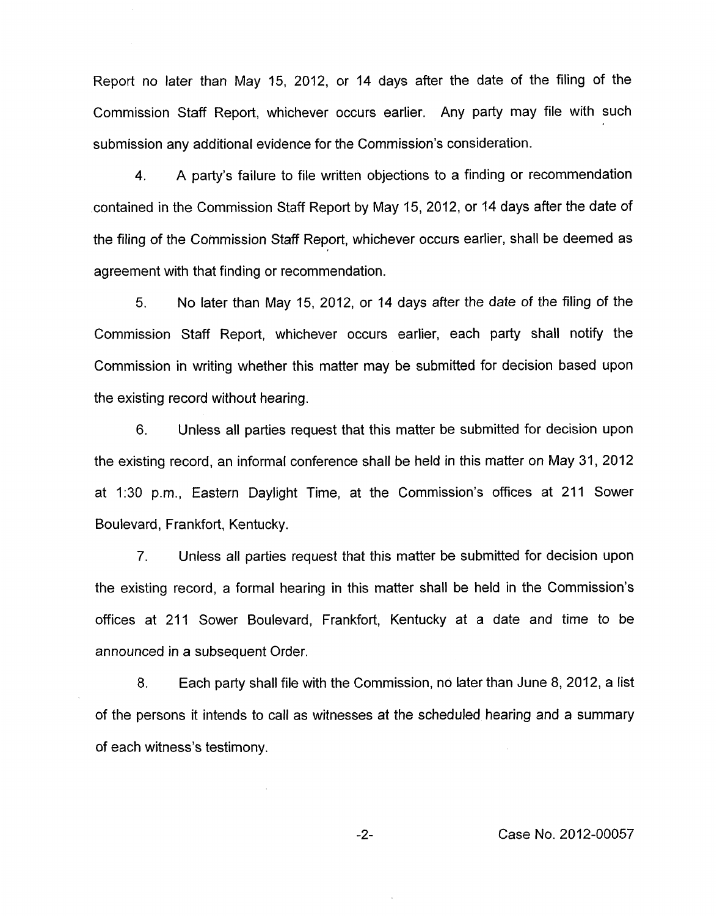Report no later than May 15, 2012, or 14 days after the date of the filing of the Commission Staff Report, whichever occurs earlier. Any party may file with such submission any additional evidence for the Commission's consideration.

4. A party's failure to file written objections to a finding or recommendation contained in the Commission Staff Report by May 15, 2012, or 14 days after the date of the filing of the Commission Staff Report, whichever occurs earlier, shall be deemed as agreement with that finding or recommendation.

5. No later than May 15, 2012, or 14 days after the date of the filing of the Commission Staff Report, whichever occurs earlier, each party shall notify the Commission in writing whether this matter may be submitted for decision based upon the existing record without hearing.

6. Unless all parties request that this matter be submitted for decision upon the existing record, an informal conference shall be held in this matter on May 31, 2012 at 1:30 p.m., Eastern Daylight Time, at the Commission's offices at 211 Sower Boulevard, Frankfort, Kentucky.

7. Unless all parties request that this matter be submitted for decision upon the existing record, a formal hearing in this matter shall be held in the Commission's offices at 211 Sower Boulevard, Frankfort, Kentucky at a date and time to be announced in a subsequent Order.

8. Each party shall file with the Commission, no later than June 8, 2012, a list of the persons it intends to call as witnesses at the scheduled hearing and a summary of each witness's testimony.

Case No. 2012-00057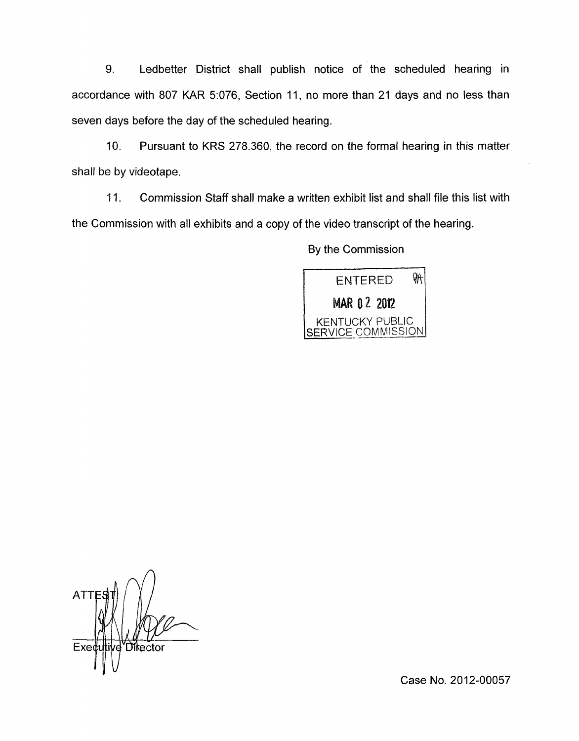9. Ledbetter District shall publish notice of the scheduled hearing in accordance with 807 KAR 5:076, Section 11, no more than 21 days and no less than seven days before the day of the scheduled hearing.

10. Pursuant to KRS 278.360, the record on the formal hearing in this matter shall be by videotape.

11. Commission Staff shall make a written exhibit list and shall file this list with the Commission with all exhibits and a copy of the video transcript of the hearing.

By the Commission

ENTERED
MAR 02 2012
KENTUCKY PUBLIC SERVICE COMMISSION

ATTEST:

Executive Director

Case No. 2012-00057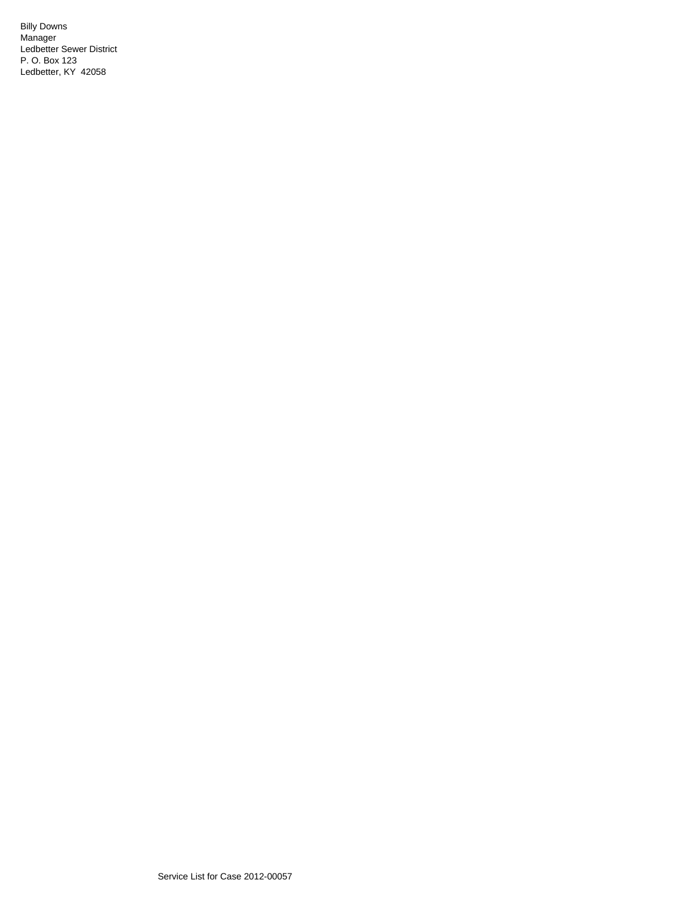Billy Downs
Manager
Ledbetter Sewer District
P. O. Box 123
Ledbetter, KY  42058